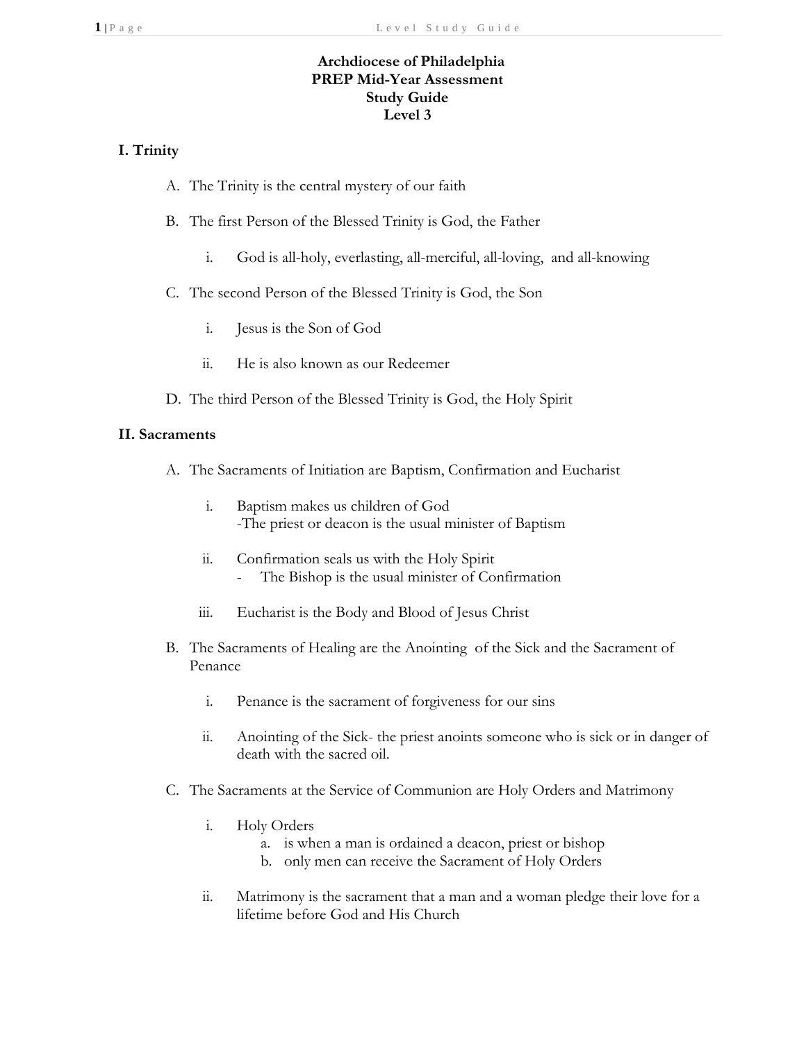**Archdiocese of Philadelphia**
**PREP Mid-Year Assessment**
**Study Guide**
**Level 3**

## I. Trinity

A. The Trinity is the central mystery of our faith

B. The first Person of the Blessed Trinity is God, the Father

   i. God is all-holy, everlasting, all-merciful, all-loving, and all-knowing

C. The second Person of the Blessed Trinity is God, the Son

   i. Jesus is the Son of God

   ii. He is also known as our Redeemer

D. The third Person of the Blessed Trinity is God, the Holy Spirit

## II. Sacraments

A. The Sacraments of Initiation are Baptism, Confirmation and Eucharist

   i. Baptism makes us children of God
   -The priest or deacon is the usual minister of Baptism

   ii. Confirmation seals us with the Holy Spirit
   - The Bishop is the usual minister of Confirmation

   iii. Eucharist is the Body and Blood of Jesus Christ

B. The Sacraments of Healing are the Anointing of the Sick and the Sacrament of Penance

   i. Penance is the sacrament of forgiveness for our sins

   ii. Anointing of the Sick- the priest anoints someone who is sick or in danger of death with the sacred oil.

C. The Sacraments at the Service of Communion are Holy Orders and Matrimony

   i. Holy Orders
      a. is when a man is ordained a deacon, priest or bishop
      b. only men can receive the Sacrament of Holy Orders

   ii. Matrimony is the sacrament that a man and a woman pledge their love for a lifetime before God and His Church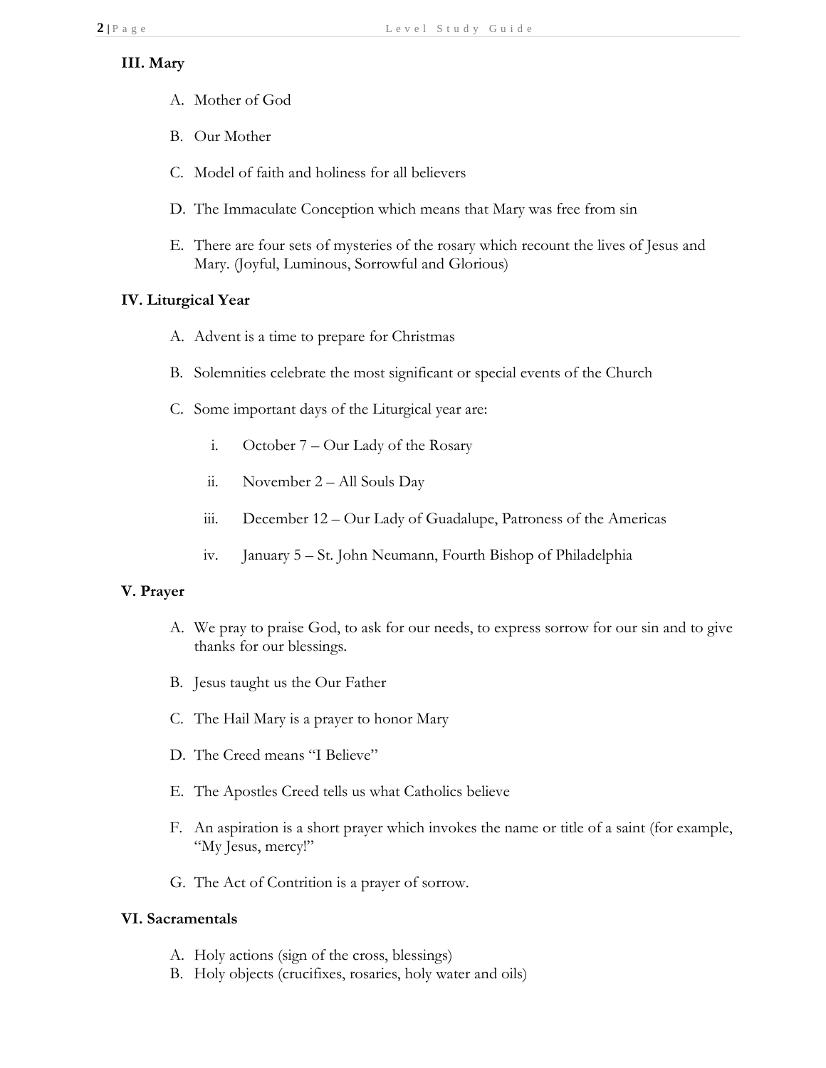**III. Mary**

A. Mother of God

B. Our Mother

C. Model of faith and holiness for all believers

D. The Immaculate Conception which means that Mary was free from sin

E. There are four sets of mysteries of the rosary which recount the lives of Jesus and Mary. (Joyful, Luminous, Sorrowful and Glorious)

**IV. Liturgical Year**

A. Advent is a time to prepare for Christmas

B. Solemnities celebrate the most significant or special events of the Church

C. Some important days of the Liturgical year are:

   i. October 7 – Our Lady of the Rosary

   ii. November 2 – All Souls Day

   iii. December 12 – Our Lady of Guadalupe, Patroness of the Americas

   iv. January 5 – St. John Neumann, Fourth Bishop of Philadelphia

**V. Prayer**

A. We pray to praise God, to ask for our needs, to express sorrow for our sin and to give thanks for our blessings.

B. Jesus taught us the Our Father

C. The Hail Mary is a prayer to honor Mary

D. The Creed means "I Believe"

E. The Apostles Creed tells us what Catholics believe

F. An aspiration is a short prayer which invokes the name or title of a saint (for example, "My Jesus, mercy!"

G. The Act of Contrition is a prayer of sorrow.

**VI. Sacramentals**

A. Holy actions (sign of the cross, blessings)
B. Holy objects (crucifixes, rosaries, holy water and oils)